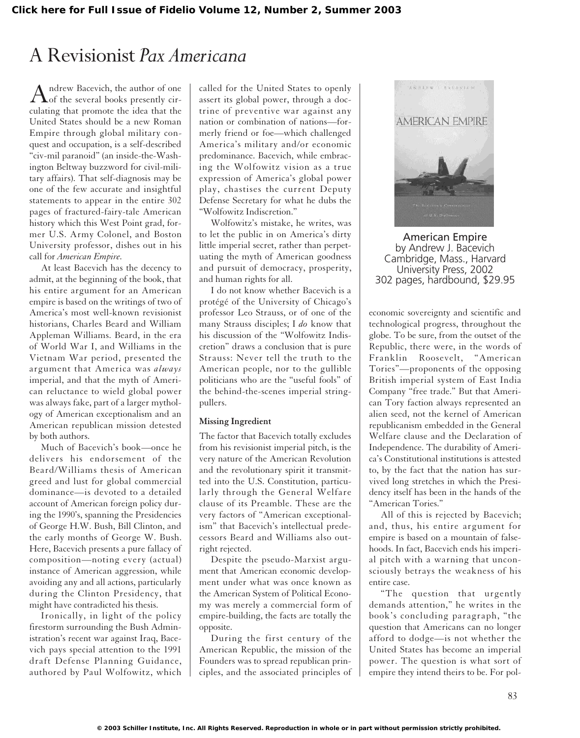# A Revisionist *Pax Americana*

**American Empire**
by Andrew J. Bacevich
Cambridge, Mass., Harvard University Press, 2002
302 pages, hardbound, $29.95

Andrew Bacevich, the author of one of the several books presently circulating that promote the idea that the United States should be a new Roman Empire through global military conquest and occupation, is a self-described "civ-mil paranoid" (an inside-the-Washington Beltway buzzword for civil-military affairs). That self-diagnosis may be one of the few accurate and insightful statements to appear in the entire 302 pages of fractured-fairy-tale American history which this West Point grad, former U.S. Army Colonel, and Boston University professor, dishes out in his call for *American Empire*.

At least Bacevich has the decency to admit, at the beginning of the book, that his entire argument for an American empire is based on the writings of two of America's most well-known revisionist historians, Charles Beard and William Appleman Williams. Beard, in the era of World War I, and Williams in the Vietnam War period, presented the argument that America was *always* imperial, and that the myth of American reluctance to wield global power was always fake, part of a larger mythology of American exceptionalism and an American republican mission detested by both authors.

Much of Bacevich's book—once he delivers his endorsement of the Beard/Williams thesis of American greed and lust for global commercial dominance—is devoted to a detailed account of American foreign policy during the 1990's, spanning the Presidencies of George H.W. Bush, Bill Clinton, and the early months of George W. Bush. Here, Bacevich presents a pure fallacy of composition—noting every (actual) instance of American aggression, while avoiding any and all actions, particularly during the Clinton Presidency, that might have contradicted his thesis.

Ironically, in light of the policy firestorm surrounding the Bush Administration's recent war against Iraq, Bacevich pays special attention to the 1991 draft Defense Planning Guidance, authored by Paul Wolfowitz, which called for the United States to openly assert its global power, through a doctrine of preventive war against any nation or combination of nations—formerly friend or foe—which challenged America's military and/or economic predominance. Bacevich, while embracing the Wolfowitz vision as a true expression of America's global power play, chastises the current Deputy Defense Secretary for what he dubs the "Wolfowitz Indiscretion."

Wolfowitz's mistake, he writes, was to let the public in on America's dirty little imperial secret, rather than perpetuating the myth of American goodness and pursuit of democracy, prosperity, and human rights for all.

I do not know whether Bacevich is a protégé of the University of Chicago's professor Leo Strauss, or of one of the many Strauss disciples; I *do* know that his discussion of the "Wolfowitz Indiscretion" draws a conclusion that is pure Strauss: Never tell the truth to the American people, nor to the gullible politicians who are the "useful fools" of the behind-the-scenes imperial string-pullers.

### Missing Ingredient

The factor that Bacevich totally excludes from his revisionist imperial pitch, is the very nature of the American Revolution and the revolutionary spirit it transmitted into the U.S. Constitution, particularly through the General Welfare clause of its Preamble. These are the very factors of "American exceptionalism" that Bacevich's intellectual predecessors Beard and Williams also outright rejected.

Despite the pseudo-Marxist argument that American economic development under what was once known as the American System of Political Economy was merely a commercial form of empire-building, the facts are totally the opposite.

During the first century of the American Republic, the mission of the Founders was to spread republican principles, and the associated principles of economic sovereignty and scientific and technological progress, throughout the globe. To be sure, from the outset of the Republic, there were, in the words of Franklin Roosevelt, "American Tories"—proponents of the opposing British imperial system of East India Company "free trade." But that American Tory faction always represented an alien seed, not the kernel of American republicanism embedded in the General Welfare clause and the Declaration of Independence. The durability of America's Constitutional institutions is attested to, by the fact that the nation has survived long stretches in which the Presidency itself has been in the hands of the "American Tories."

All of this is rejected by Bacevich; and, thus, his entire argument for empire is based on a mountain of falsehoods. In fact, Bacevich ends his imperial pitch with a warning that unconsciously betrays the weakness of his entire case.

"The question that urgently demands attention," he writes in the book's concluding paragraph, "the question that Americans can no longer afford to dodge—is not whether the United States has become an imperial power. The question is what sort of empire they intend theirs to be. For pol-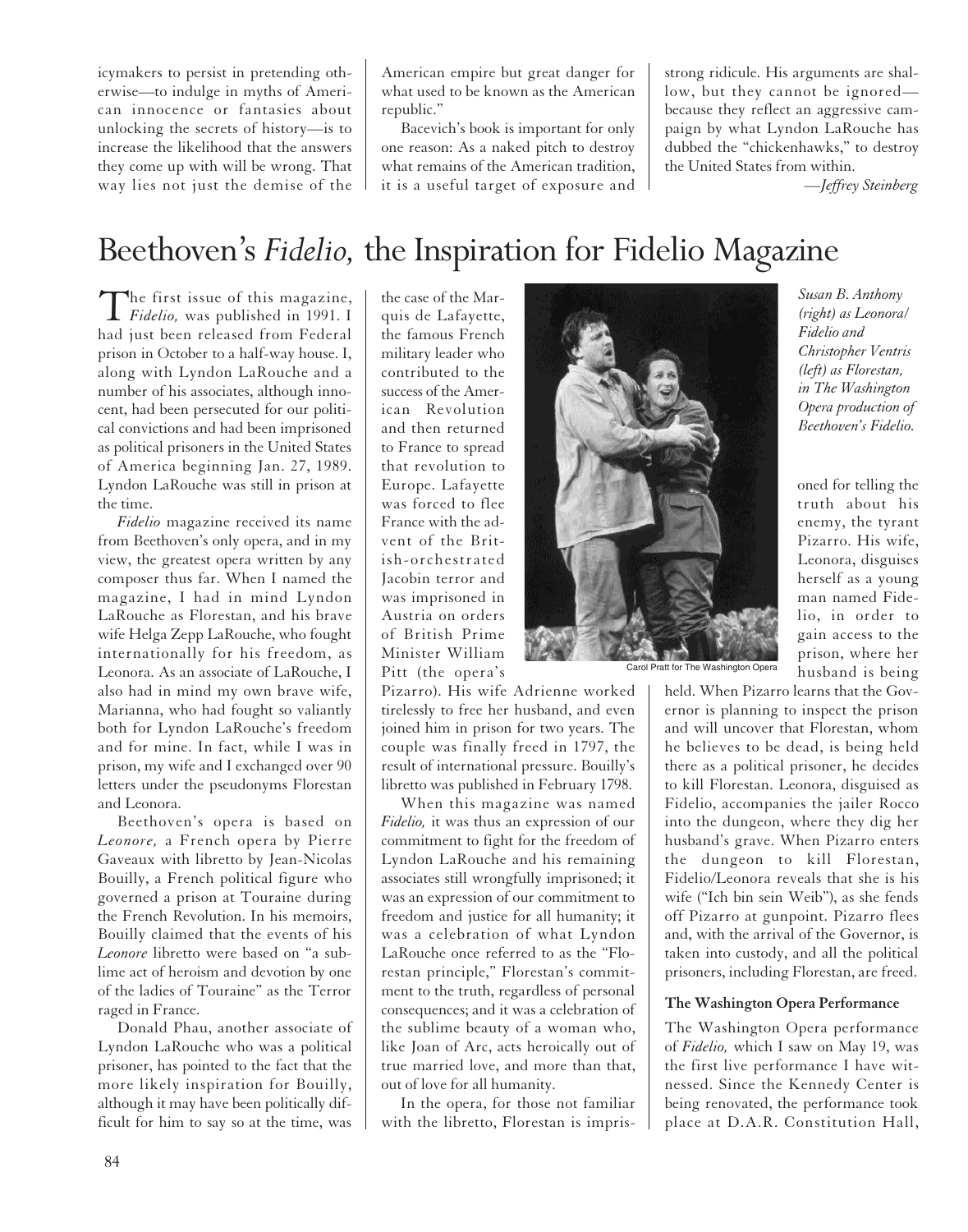icymakers to persist in pretending otherwise—to indulge in myths of American innocence or fantasies about unlocking the secrets of history—is to increase the likelihood that the answers they come up with will be wrong. That way lies not just the demise of the American empire but great danger for what used to be known as the American republic."

Bacevich's book is important for only one reason: As a naked pitch to destroy what remains of the American tradition, it is a useful target of exposure and strong ridicule. His arguments are shallow, but they cannot be ignored—because they reflect an aggressive campaign by what Lyndon LaRouche has dubbed the "chickenhawks," to destroy the United States from within.

*—Jeffrey Steinberg*

# Beethoven's *Fidelio,* the Inspiration for Fidelio Magazine

The first issue of this magazine, *Fidelio,* was published in 1991. I had just been released from Federal prison in October to a half-way house. I, along with Lyndon LaRouche and a number of his associates, although innocent, had been persecuted for our political convictions and had been imprisoned as political prisoners in the United States of America beginning Jan. 27, 1989. Lyndon LaRouche was still in prison at the time.

*Fidelio* magazine received its name from Beethoven's only opera, and in my view, the greatest opera written by any composer thus far. When I named the magazine, I had in mind Lyndon LaRouche as Florestan, and his brave wife Helga Zepp LaRouche, who fought internationally for his freedom, as Leonora. As an associate of LaRouche, I also had in mind my own brave wife, Marianna, who had fought so valiantly both for Lyndon LaRouche's freedom and for mine. In fact, while I was in prison, my wife and I exchanged over 90 letters under the pseudonyms Florestan and Leonora.

Beethoven's opera is based on *Leonore,* a French opera by Pierre Gaveaux with libretto by Jean-Nicolas Bouilly, a French political figure who governed a prison at Touraine during the French Revolution. In his memoirs, Bouilly claimed that the events of his *Leonore* libretto were based on "a sublime act of heroism and devotion by one of the ladies of Touraine" as the Terror raged in France.

Donald Phau, another associate of Lyndon LaRouche who was a political prisoner, has pointed to the fact that the more likely inspiration for Bouilly, although it may have been politically difficult for him to say so at the time, was the case of the Marquis de Lafayette, the famous French military leader who contributed to the success of the American Revolution and then returned to France to spread that revolution to Europe. Lafayette was forced to flee France with the advent of the British-orchestrated Jacobin terror and was imprisoned in Austria on orders of British Prime Minister William Pitt (the opera's Pizarro). His wife Adrienne worked tirelessly to free her husband, and even joined him in prison for two years. The couple was finally freed in 1797, the result of international pressure. Bouilly's libretto was published in February 1798.

When this magazine was named *Fidelio,* it was thus an expression of our commitment to fight for the freedom of Lyndon LaRouche and his remaining associates still wrongfully imprisoned; it was an expression of our commitment to freedom and justice for all humanity; it was a celebration of what Lyndon LaRouche once referred to as the "Florestan principle," Florestan's commitment to the truth, regardless of personal consequences; and it was a celebration of the sublime beauty of a woman who, like Joan of Arc, acts heroically out of true married love, and more than that, out of love for all humanity.

Carol Pratt for The Washington Opera

*Susan B. Anthony (right) as Leonora/Fidelio and Christopher Ventris (left) as Florestan, in The Washington Opera production of Beethoven's Fidelio.*

In the opera, for those not familiar with the libretto, Florestan is imprisoned for telling the truth about his enemy, the tyrant Pizarro. His wife, Leonora, disguises herself as a young man named Fidelio, in order to gain access to the prison, where her husband is being held. When Pizarro learns that the Governor is planning to inspect the prison and will uncover that Florestan, whom he believes to be dead, is being held there as a political prisoner, he decides to kill Florestan. Leonora, disguised as Fidelio, accompanies the jailer Rocco into the dungeon, where they dig her husband's grave. When Pizarro enters the dungeon to kill Florestan, Fidelio/Leonora reveals that she is his wife ("Ich bin sein Weib"), as she fends off Pizarro at gunpoint. Pizarro flees and, with the arrival of the Governor, is taken into custody, and all the political prisoners, including Florestan, are freed.

### The Washington Opera Performance

The Washington Opera performance of *Fidelio,* which I saw on May 19, was the first live performance I have witnessed. Since the Kennedy Center is being renovated, the performance took place at D.A.R. Constitution Hall,